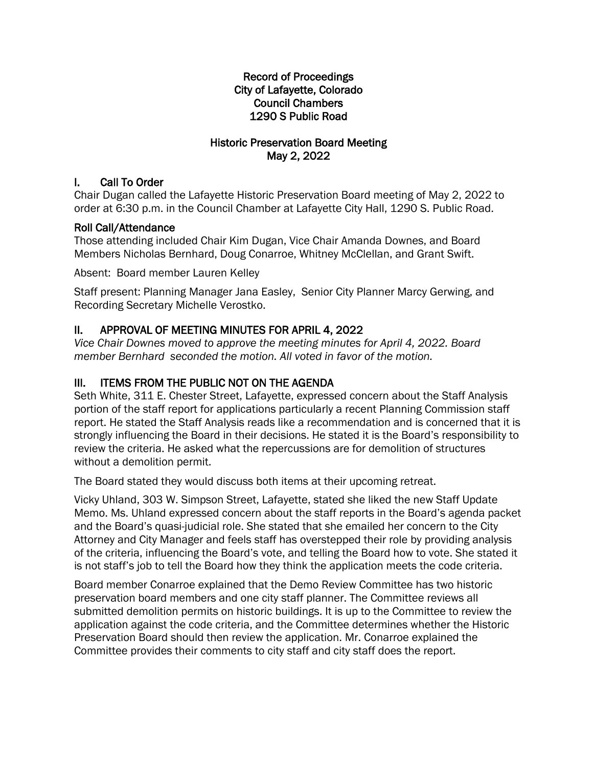# Record of Proceedings
# City of Lafayette, Colorado
# Council Chambers
# 1290 S Public Road

## Historic Preservation Board Meeting
## May 2, 2022

### I. Call To Order

Chair Dugan called the Lafayette Historic Preservation Board meeting of May 2, 2022 to order at 6:30 p.m. in the Council Chamber at Lafayette City Hall, 1290 S. Public Road.

### Roll Call/Attendance

Those attending included Chair Kim Dugan, Vice Chair Amanda Downes, and Board Members Nicholas Bernhard, Doug Conarroe, Whitney McClellan, and Grant Swift.

Absent: Board member Lauren Kelley

Staff present: Planning Manager Jana Easley, Senior City Planner Marcy Gerwing, and Recording Secretary Michelle Verostko.

### II. APPROVAL OF MEETING MINUTES FOR APRIL 4, 2022

*Vice Chair Downes moved to approve the meeting minutes for April 4, 2022. Board member Bernhard seconded the motion. All voted in favor of the motion.*

### III. ITEMS FROM THE PUBLIC NOT ON THE AGENDA

Seth White, 311 E. Chester Street, Lafayette, expressed concern about the Staff Analysis portion of the staff report for applications particularly a recent Planning Commission staff report. He stated the Staff Analysis reads like a recommendation and is concerned that it is strongly influencing the Board in their decisions. He stated it is the Board's responsibility to review the criteria. He asked what the repercussions are for demolition of structures without a demolition permit.

The Board stated they would discuss both items at their upcoming retreat.

Vicky Uhland, 303 W. Simpson Street, Lafayette, stated she liked the new Staff Update Memo. Ms. Uhland expressed concern about the staff reports in the Board's agenda packet and the Board's quasi-judicial role. She stated that she emailed her concern to the City Attorney and City Manager and feels staff has overstepped their role by providing analysis of the criteria, influencing the Board's vote, and telling the Board how to vote. She stated it is not staff's job to tell the Board how they think the application meets the code criteria.

Board member Conarroe explained that the Demo Review Committee has two historic preservation board members and one city staff planner. The Committee reviews all submitted demolition permits on historic buildings. It is up to the Committee to review the application against the code criteria, and the Committee determines whether the Historic Preservation Board should then review the application. Mr. Conarroe explained the Committee provides their comments to city staff and city staff does the report.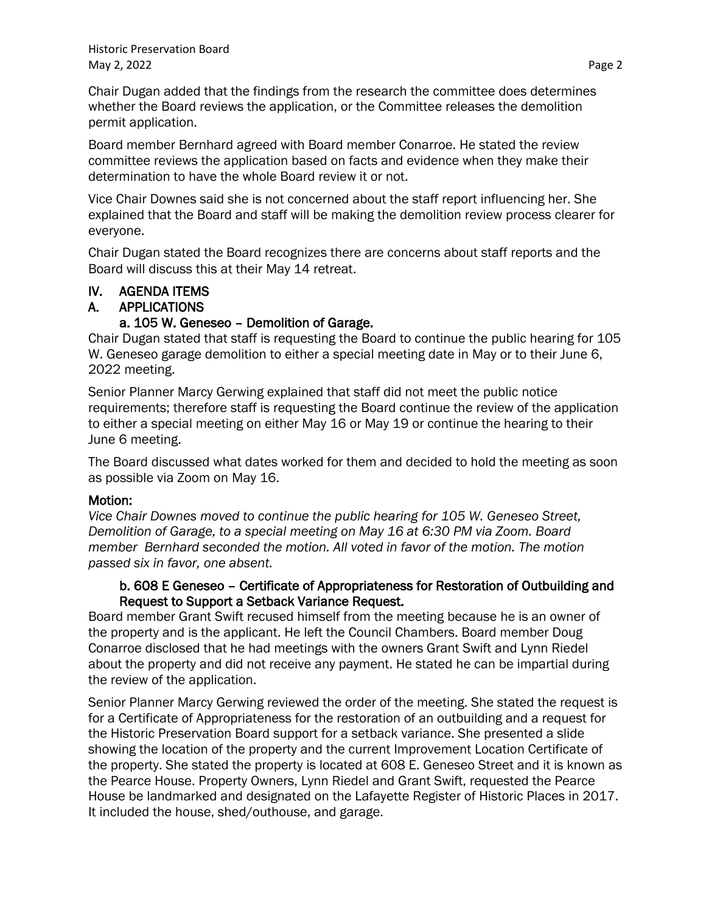Chair Dugan added that the findings from the research the committee does determines whether the Board reviews the application, or the Committee releases the demolition permit application.

Board member Bernhard agreed with Board member Conarroe. He stated the review committee reviews the application based on facts and evidence when they make their determination to have the whole Board review it or not.

Vice Chair Downes said she is not concerned about the staff report influencing her. She explained that the Board and staff will be making the demolition review process clearer for everyone.

Chair Dugan stated the Board recognizes there are concerns about staff reports and the Board will discuss this at their May 14 retreat.

## IV. AGENDA ITEMS

## A. APPLICATIONS

### a. 105 W. Geneseo – Demolition of Garage.

Chair Dugan stated that staff is requesting the Board to continue the public hearing for 105 W. Geneseo garage demolition to either a special meeting date in May or to their June 6, 2022 meeting.

Senior Planner Marcy Gerwing explained that staff did not meet the public notice requirements; therefore staff is requesting the Board continue the review of the application to either a special meeting on either May 16 or May 19 or continue the hearing to their June 6 meeting.

The Board discussed what dates worked for them and decided to hold the meeting as soon as possible via Zoom on May 16.

**Motion:**

*Vice Chair Downes moved to continue the public hearing for 105 W. Geneseo Street, Demolition of Garage, to a special meeting on May 16 at 6:30 PM via Zoom. Board member Bernhard seconded the motion. All voted in favor of the motion. The motion passed six in favor, one absent.*

### b. 608 E Geneseo – Certificate of Appropriateness for Restoration of Outbuilding and Request to Support a Setback Variance Request.

Board member Grant Swift recused himself from the meeting because he is an owner of the property and is the applicant. He left the Council Chambers. Board member Doug Conarroe disclosed that he had meetings with the owners Grant Swift and Lynn Riedel about the property and did not receive any payment. He stated he can be impartial during the review of the application.

Senior Planner Marcy Gerwing reviewed the order of the meeting. She stated the request is for a Certificate of Appropriateness for the restoration of an outbuilding and a request for the Historic Preservation Board support for a setback variance. She presented a slide showing the location of the property and the current Improvement Location Certificate of the property. She stated the property is located at 608 E. Geneseo Street and it is known as the Pearce House. Property Owners, Lynn Riedel and Grant Swift, requested the Pearce House be landmarked and designated on the Lafayette Register of Historic Places in 2017. It included the house, shed/outhouse, and garage.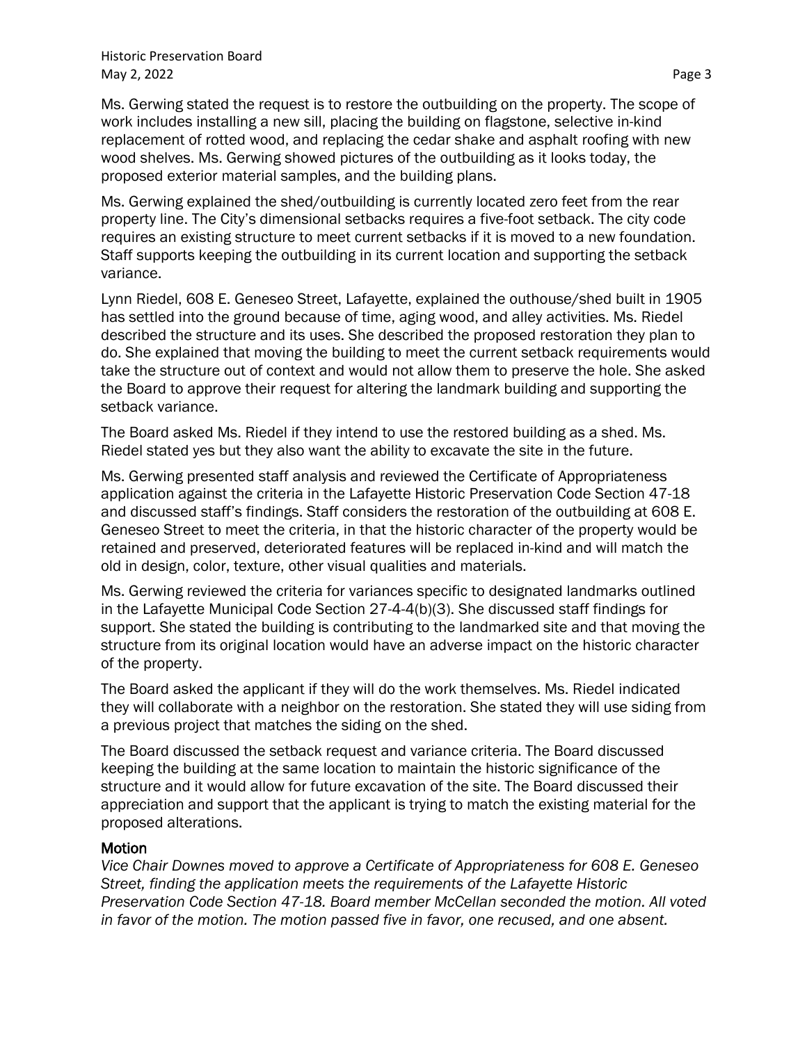Ms. Gerwing stated the request is to restore the outbuilding on the property. The scope of work includes installing a new sill, placing the building on flagstone, selective in-kind replacement of rotted wood, and replacing the cedar shake and asphalt roofing with new wood shelves. Ms. Gerwing showed pictures of the outbuilding as it looks today, the proposed exterior material samples, and the building plans.

Ms. Gerwing explained the shed/outbuilding is currently located zero feet from the rear property line. The City's dimensional setbacks requires a five-foot setback. The city code requires an existing structure to meet current setbacks if it is moved to a new foundation. Staff supports keeping the outbuilding in its current location and supporting the setback variance.

Lynn Riedel, 608 E. Geneseo Street, Lafayette, explained the outhouse/shed built in 1905 has settled into the ground because of time, aging wood, and alley activities. Ms. Riedel described the structure and its uses. She described the proposed restoration they plan to do. She explained that moving the building to meet the current setback requirements would take the structure out of context and would not allow them to preserve the hole. She asked the Board to approve their request for altering the landmark building and supporting the setback variance.

The Board asked Ms. Riedel if they intend to use the restored building as a shed. Ms. Riedel stated yes but they also want the ability to excavate the site in the future.

Ms. Gerwing presented staff analysis and reviewed the Certificate of Appropriateness application against the criteria in the Lafayette Historic Preservation Code Section 47-18 and discussed staff's findings. Staff considers the restoration of the outbuilding at 608 E. Geneseo Street to meet the criteria, in that the historic character of the property would be retained and preserved, deteriorated features will be replaced in-kind and will match the old in design, color, texture, other visual qualities and materials.

Ms. Gerwing reviewed the criteria for variances specific to designated landmarks outlined in the Lafayette Municipal Code Section 27-4-4(b)(3). She discussed staff findings for support. She stated the building is contributing to the landmarked site and that moving the structure from its original location would have an adverse impact on the historic character of the property.

The Board asked the applicant if they will do the work themselves. Ms. Riedel indicated they will collaborate with a neighbor on the restoration. She stated they will use siding from a previous project that matches the siding on the shed.

The Board discussed the setback request and variance criteria. The Board discussed keeping the building at the same location to maintain the historic significance of the structure and it would allow for future excavation of the site. The Board discussed their appreciation and support that the applicant is trying to match the existing material for the proposed alterations.

### Motion

*Vice Chair Downes moved to approve a Certificate of Appropriateness for 608 E. Geneseo Street, finding the application meets the requirements of the Lafayette Historic Preservation Code Section 47-18. Board member McCellan seconded the motion. All voted in favor of the motion. The motion passed five in favor, one recused, and one absent.*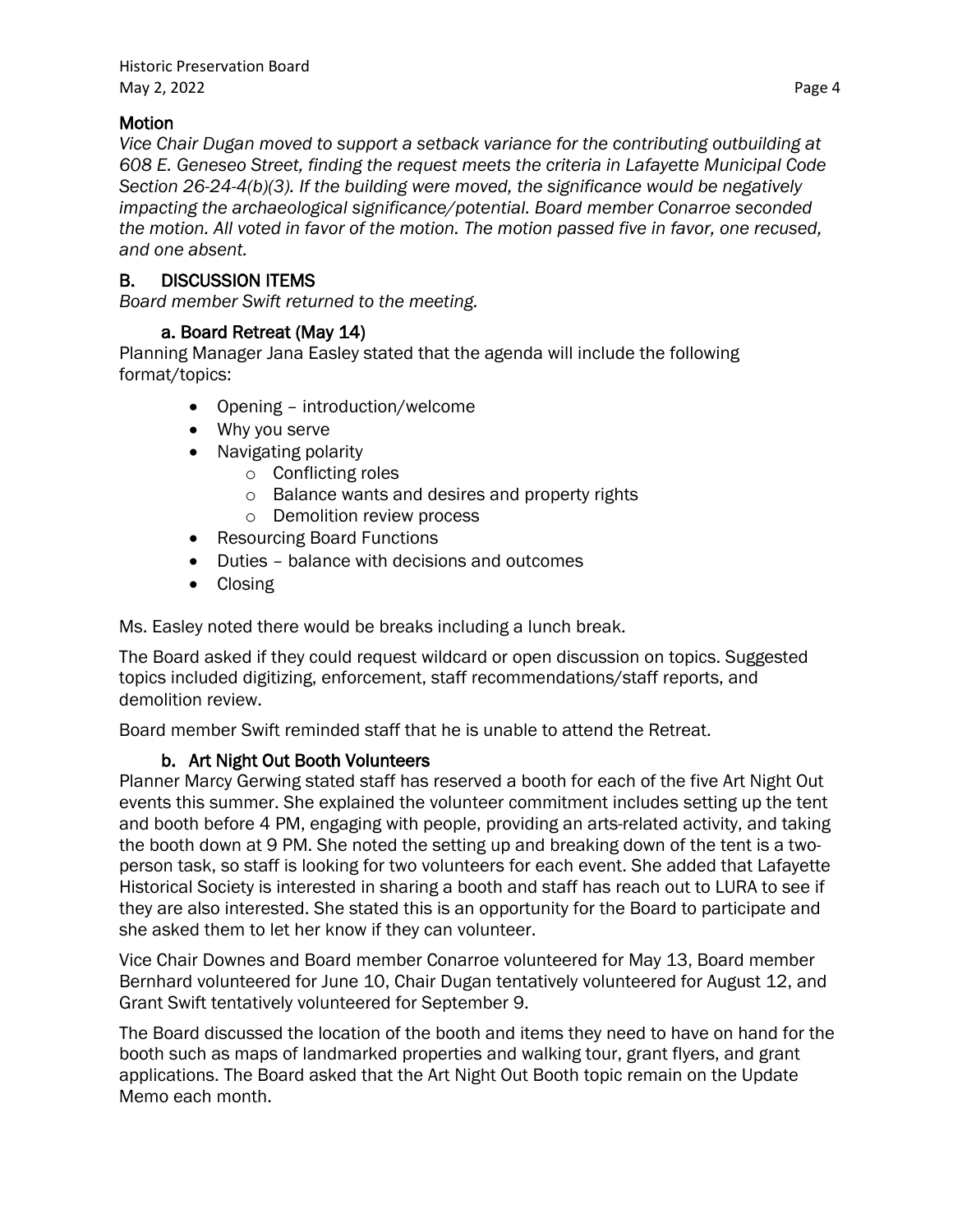### Motion

*Vice Chair Dugan moved to support a setback variance for the contributing outbuilding at 608 E. Geneseo Street, finding the request meets the criteria in Lafayette Municipal Code Section 26-24-4(b)(3). If the building were moved, the significance would be negatively impacting the archaeological significance/potential. Board member Conarroe seconded the motion. All voted in favor of the motion. The motion passed five in favor, one recused, and one absent.*

## B. DISCUSSION ITEMS

*Board member Swift returned to the meeting.*

### a. Board Retreat (May 14)

Planning Manager Jana Easley stated that the agenda will include the following format/topics:

- Opening – introduction/welcome
- Why you serve
- Navigating polarity
  - Conflicting roles
  - Balance wants and desires and property rights
  - Demolition review process
- Resourcing Board Functions
- Duties – balance with decisions and outcomes
- Closing

Ms. Easley noted there would be breaks including a lunch break.

The Board asked if they could request wildcard or open discussion on topics. Suggested topics included digitizing, enforcement, staff recommendations/staff reports, and demolition review.

Board member Swift reminded staff that he is unable to attend the Retreat.

### b. Art Night Out Booth Volunteers

Planner Marcy Gerwing stated staff has reserved a booth for each of the five Art Night Out events this summer. She explained the volunteer commitment includes setting up the tent and booth before 4 PM, engaging with people, providing an arts-related activity, and taking the booth down at 9 PM. She noted the setting up and breaking down of the tent is a two-person task, so staff is looking for two volunteers for each event. She added that Lafayette Historical Society is interested in sharing a booth and staff has reach out to LURA to see if they are also interested. She stated this is an opportunity for the Board to participate and she asked them to let her know if they can volunteer.

Vice Chair Downes and Board member Conarroe volunteered for May 13, Board member Bernhard volunteered for June 10, Chair Dugan tentatively volunteered for August 12, and Grant Swift tentatively volunteered for September 9.

The Board discussed the location of the booth and items they need to have on hand for the booth such as maps of landmarked properties and walking tour, grant flyers, and grant applications. The Board asked that the Art Night Out Booth topic remain on the Update Memo each month.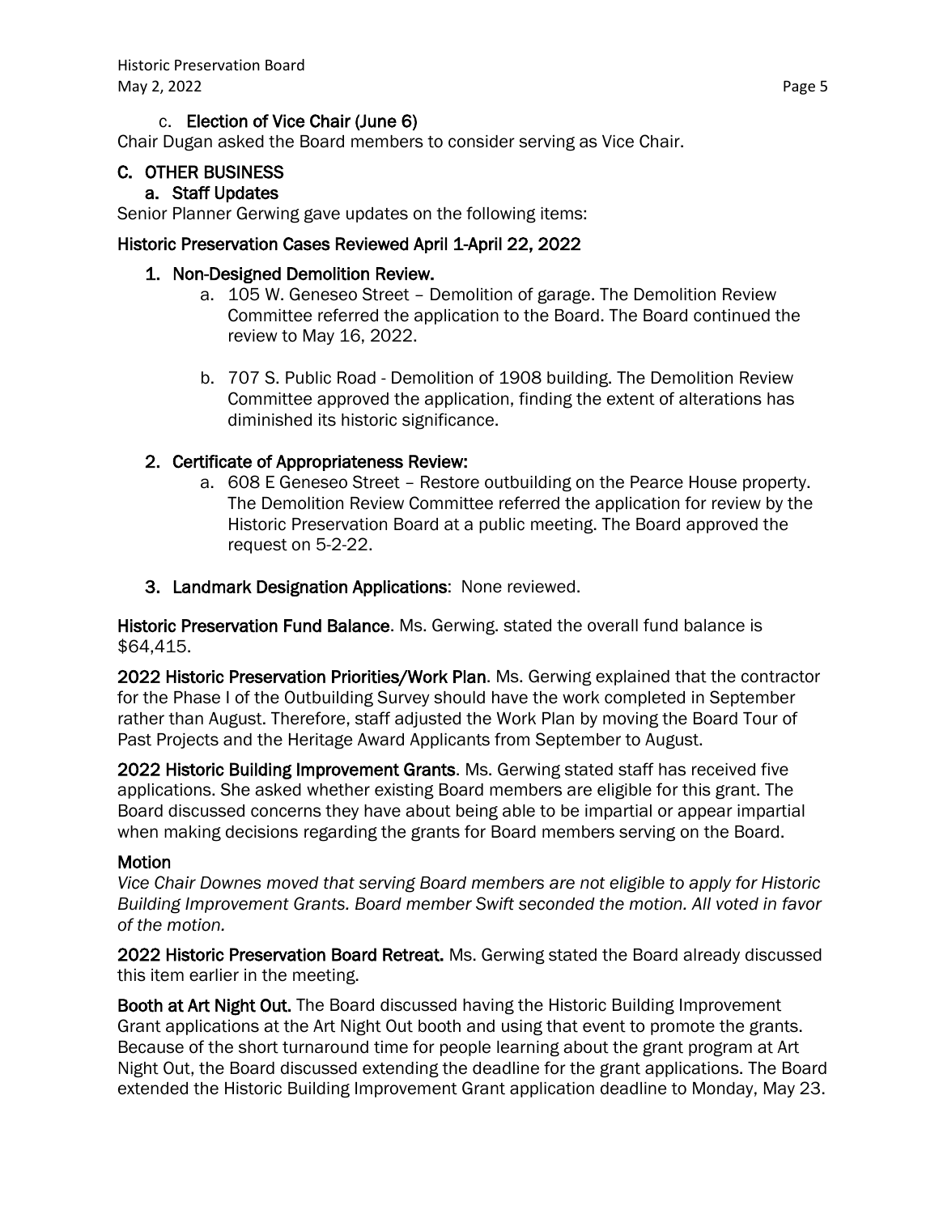c. **Election of Vice Chair (June 6)**

Chair Dugan asked the Board members to consider serving as Vice Chair.

## C. OTHER BUSINESS

### a. Staff Updates

Senior Planner Gerwing gave updates on the following items:

**Historic Preservation Cases Reviewed April 1-April 22, 2022**

1. **Non-Designed Demolition Review.**
    a. 105 W. Geneseo Street – Demolition of garage. The Demolition Review Committee referred the application to the Board. The Board continued the review to May 16, 2022.

    b. 707 S. Public Road - Demolition of 1908 building. The Demolition Review Committee approved the application, finding the extent of alterations has diminished its historic significance.

2. **Certificate of Appropriateness Review:**
    a. 608 E Geneseo Street – Restore outbuilding on the Pearce House property. The Demolition Review Committee referred the application for review by the Historic Preservation Board at a public meeting. The Board approved the request on 5-2-22.

3. **Landmark Designation Applications**: None reviewed.

**Historic Preservation Fund Balance**. Ms. Gerwing. stated the overall fund balance is $64,415.

**2022 Historic Preservation Priorities/Work Plan**. Ms. Gerwing explained that the contractor for the Phase I of the Outbuilding Survey should have the work completed in September rather than August. Therefore, staff adjusted the Work Plan by moving the Board Tour of Past Projects and the Heritage Award Applicants from September to August.

**2022 Historic Building Improvement Grants**. Ms. Gerwing stated staff has received five applications. She asked whether existing Board members are eligible for this grant. The Board discussed concerns they have about being able to be impartial or appear impartial when making decisions regarding the grants for Board members serving on the Board.

**Motion**

*Vice Chair Downes moved that serving Board members are not eligible to apply for Historic Building Improvement Grants. Board member Swift seconded the motion. All voted in favor of the motion.*

**2022 Historic Preservation Board Retreat.** Ms. Gerwing stated the Board already discussed this item earlier in the meeting.

**Booth at Art Night Out.** The Board discussed having the Historic Building Improvement Grant applications at the Art Night Out booth and using that event to promote the grants. Because of the short turnaround time for people learning about the grant program at Art Night Out, the Board discussed extending the deadline for the grant applications. The Board extended the Historic Building Improvement Grant application deadline to Monday, May 23.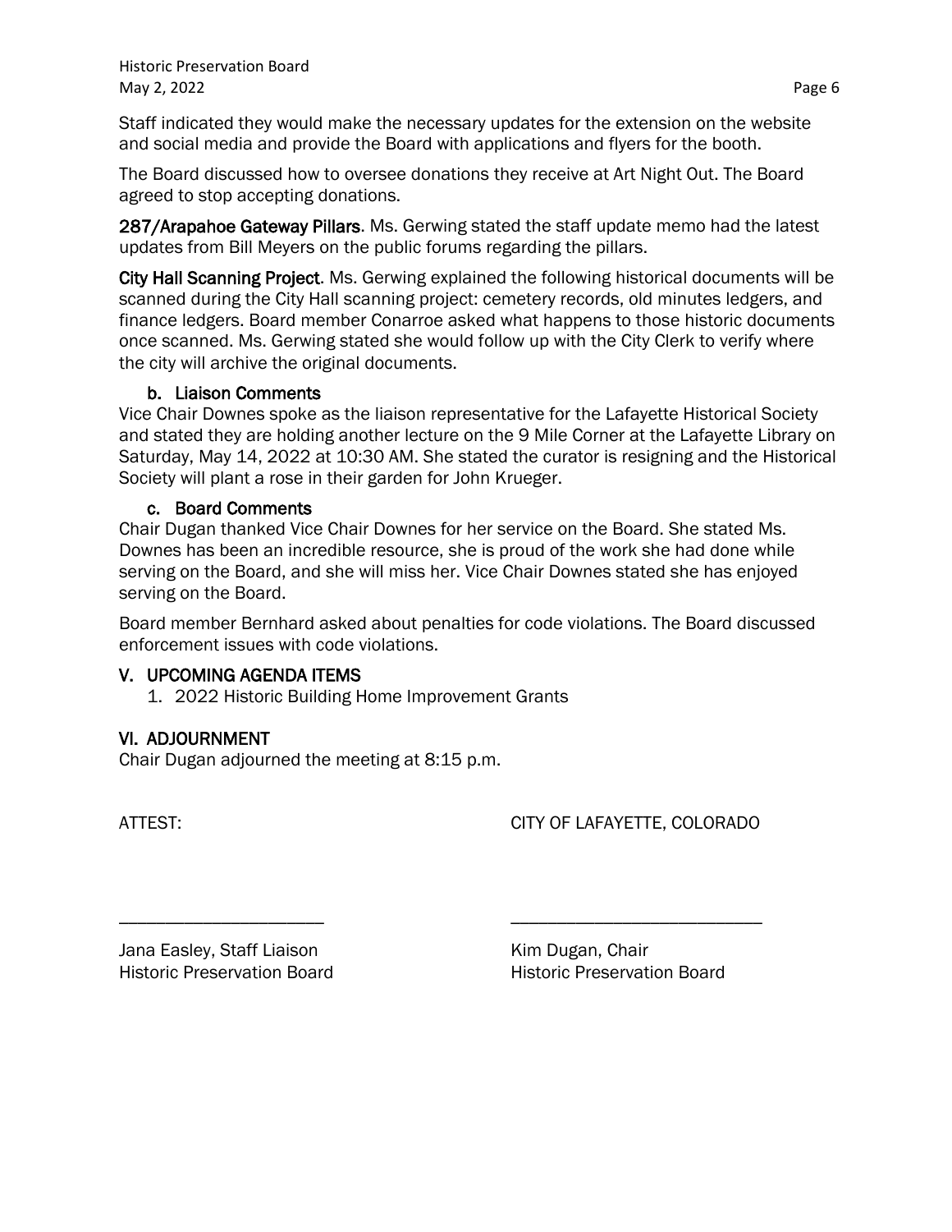Staff indicated they would make the necessary updates for the extension on the website and social media and provide the Board with applications and flyers for the booth.

The Board discussed how to oversee donations they receive at Art Night Out. The Board agreed to stop accepting donations.

**287/Arapahoe Gateway Pillars**. Ms. Gerwing stated the staff update memo had the latest updates from Bill Meyers on the public forums regarding the pillars.

**City Hall Scanning Project**. Ms. Gerwing explained the following historical documents will be scanned during the City Hall scanning project: cemetery records, old minutes ledgers, and finance ledgers. Board member Conarroe asked what happens to those historic documents once scanned. Ms. Gerwing stated she would follow up with the City Clerk to verify where the city will archive the original documents.

### b. Liaison Comments

Vice Chair Downes spoke as the liaison representative for the Lafayette Historical Society and stated they are holding another lecture on the 9 Mile Corner at the Lafayette Library on Saturday, May 14, 2022 at 10:30 AM. She stated the curator is resigning and the Historical Society will plant a rose in their garden for John Krueger.

### c. Board Comments

Chair Dugan thanked Vice Chair Downes for her service on the Board. She stated Ms. Downes has been an incredible resource, she is proud of the work she had done while serving on the Board, and she will miss her. Vice Chair Downes stated she has enjoyed serving on the Board.

Board member Bernhard asked about penalties for code violations. The Board discussed enforcement issues with code violations.

## V. UPCOMING AGENDA ITEMS

1. 2022 Historic Building Home Improvement Grants

## VI. ADJOURNMENT

Chair Dugan adjourned the meeting at 8:15 p.m.

ATTEST:

CITY OF LAFAYETTE, COLORADO

______________________

Jana Easley, Staff Liaison
Historic Preservation Board

___________________________

Kim Dugan, Chair
Historic Preservation Board